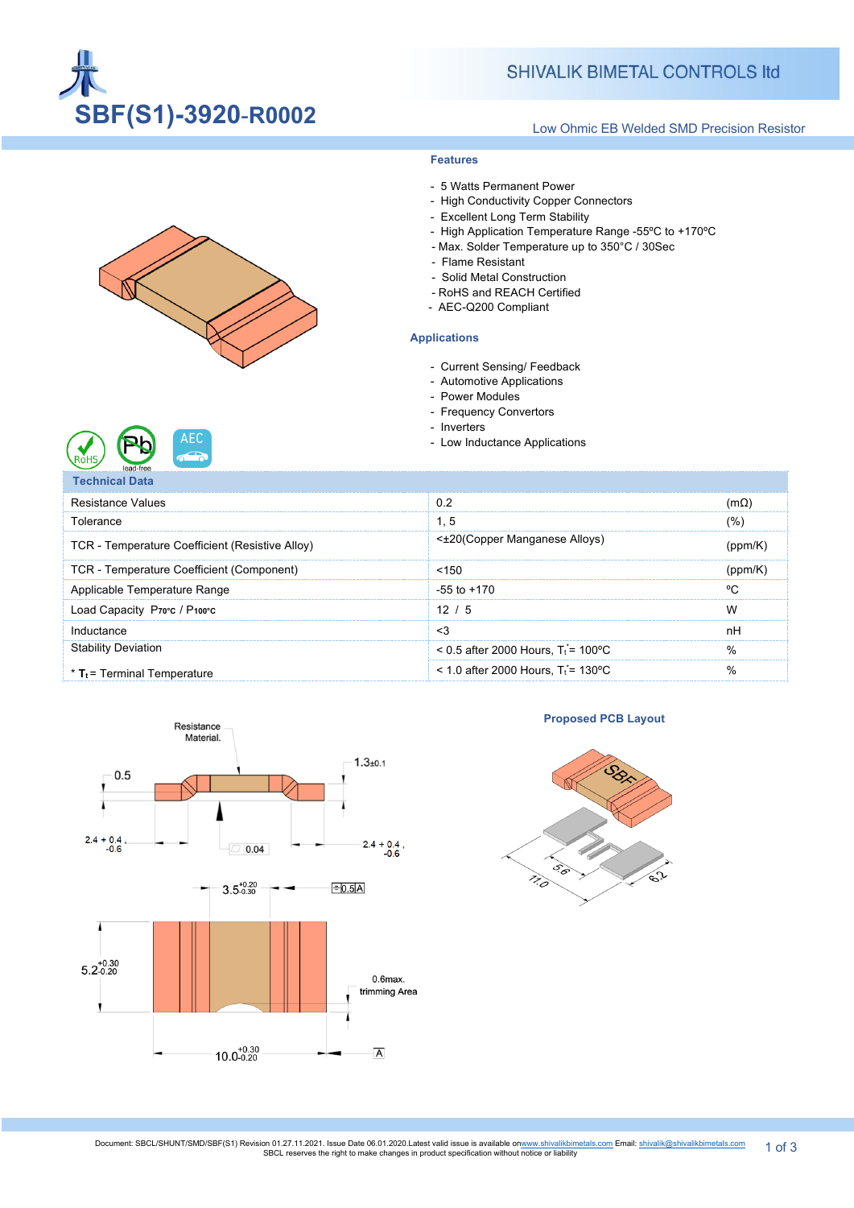# SBF(S1)-3920-R0002

SHIVALIK BIMETAL CONTROLS ltd

Low Ohmic EB Welded SMD Precision Resistor

### Features

- 5 Watts Permanent Power
- High Conductivity Copper Connectors
- Excellent Long Term Stability
- High Application Temperature Range -55ºC to +170ºC
- Max. Solder Temperature up to 350°C / 30Sec
- Flame Resistant
- Solid Metal Construction
- RoHS and REACH Certified
- AEC-Q200 Compliant

### Applications

- Current Sensing/ Feedback
- Automotive Applications
- Power Modules
- Frequency Convertors
- Inverters
- Low Inductance Applications

RoHS | Pb lead-free | AEC

### Technical Data

| | | |
|---|---|---|
| Resistance Values | 0.2 | (mΩ) |
| Tolerance | 1, 5 | (%) |
| TCR - Temperature Coefficient (Resistive Alloy) | <±20(Copper Manganese Alloys) | (ppm/K) |
| TCR - Temperature Coefficient (Component) | <150 | (ppm/K) |
| Applicable Temperature Range | -55 to +170 | ºC |
| Load Capacity $P_{70°C}$ / $P_{100°C}$ | 12 / 5 | W |
| Inductance | <3 | nH |
| Stability Deviation | < 0.5 after 2000 Hours, $T_t^*$= 100ºC | % |
| * $T_t$ = Terminal Temperature | < 1.0 after 2000 Hours, $T_t^*$= 130ºC | % |

Resistance Material.

0.5

1.3±0.1

2.4 + 0.4 / -0.6

0.04

2.4 + 0.4 / -0.6

$3.5^{+0.20}_{-0.30}$

0.5 A

$5.2^{+0.30}_{-0.20}$

0.6max. trimming Area

$10.0^{+0.30}_{-0.20}$

A

**Proposed PCB Layout**

SBF

5.6

11.0

6.2

Document: SBCL/SHUNT/SMD/SBF(S1) Revision 01.27.11.2021. Issue Date 06.01.2020.Latest valid issue is available on www.shivalikbimetals.com Email: shivalik@shivalikbimetals.com
SBCL reserves the right to make changes in product specification without notice or liability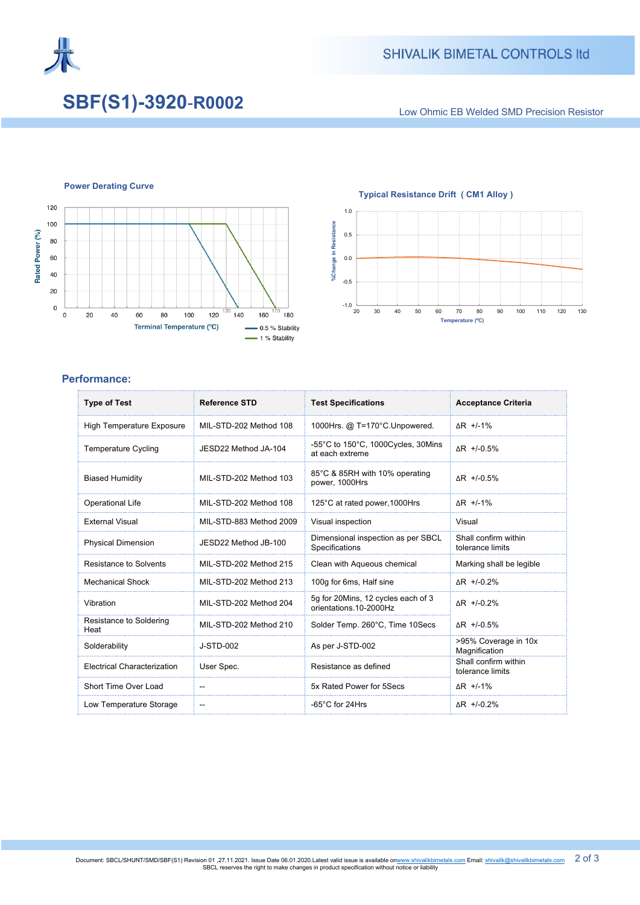# SBF(S1)-3920-R0002

Low Ohmic EB Welded SMD Precision Resistor

**Power Derating Curve**

Rated Power (%)

120
100
80
60
40
20
0

0 20 40 60 80 100 120 130 140 160 170 180

Terminal Temperature (℃)

0.5 % Stability
1 % Stability

**Typical Resistance Drift ( CM1 Alloy )**

%Change in Resistance

1.0
0.5
0.0
-0.5
-1.0

20 30 40 50 60 70 80 90 100 110 120 130

Temperature (°C)

## Performance:

| Type of Test | Reference STD | Test Specifications | Acceptance Criteria |
|---|---|---|---|
| High Temperature Exposure | MIL-STD-202 Method 108 | 1000Hrs. @ T=170°C.Unpowered. | ΔR +/-1% |
| Temperature Cycling | JESD22 Method JA-104 | -55°C to 150°C, 1000Cycles, 30Mins at each extreme | ΔR +/-0.5% |
| Biased Humidity | MIL-STD-202 Method 103 | 85°C & 85RH with 10% operating power, 1000Hrs | ΔR +/-0.5% |
| Operational Life | MIL-STD-202 Method 108 | 125°C at rated power,1000Hrs | ΔR +/-1% |
| External Visual | MIL-STD-883 Method 2009 | Visual inspection | Visual |
| Physical Dimension | JESD22 Method JB-100 | Dimensional inspection as per SBCL Specifications | Shall confirm within tolerance limits |
| Resistance to Solvents | MIL-STD-202 Method 215 | Clean with Aqueous chemical | Marking shall be legible |
| Mechanical Shock | MIL-STD-202 Method 213 | 100g for 6ms, Half sine | ΔR +/-0.2% |
| Vibration | MIL-STD-202 Method 204 | 5g for 20Mins, 12 cycles each of 3 orientations.10-2000Hz | ΔR +/-0.2% |
| Resistance to Soldering Heat | MIL-STD-202 Method 210 | Solder Temp. 260°C, Time 10Secs | ΔR +/-0.5% |
| Solderability | J-STD-002 | As per J-STD-002 | >95% Coverage in 10x Magnification |
| Electrical Characterization | User Spec. | Resistance as defined | Shall confirm within tolerance limits |
| Short Time Over Load | -- | 5x Rated Power for 5Secs | ΔR +/-1% |
| Low Temperature Storage | -- | -65°C for 24Hrs | ΔR +/-0.2% |

Document: SBCL/SHUNT/SMD/SBF(S1) Revision 01 ,27.11.2021. Issue Date 06.01.2020.Latest valid issue is available on www.shivalikbimetals.com Email: shivalik@shivalikbimetals.com
SBCL reserves the right to make changes in product specification without notice or liability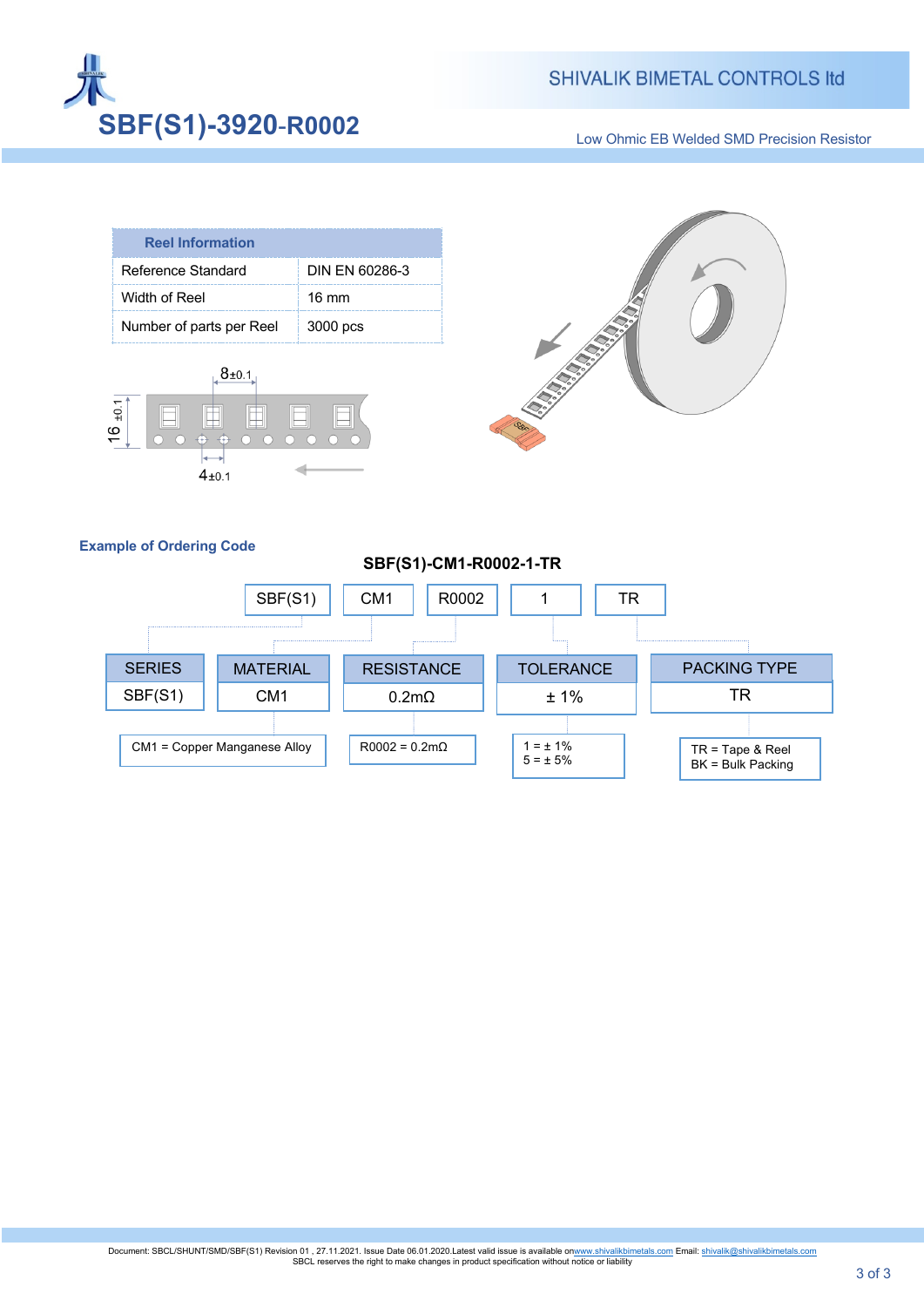## Reel Information

| Reel Information | |
|---|---|
| Reference Standard | DIN EN 60286-3 |
| Width of Reel | 16 mm |
| Number of parts per Reel | 3000 pcs |

8±0.1

16 ±0.1

4±0.1

SBF

### Example of Ordering Code

**SBF(S1)-CM1-R0002-1-TR**

SBF(S1) | CM1 | R0002 | 1 | TR

| SERIES | MATERIAL | RESISTANCE | TOLERANCE | PACKING TYPE |
|---|---|---|---|---|
| SBF(S1) | CM1 | 0.2mΩ | ± 1% | TR |
| | CM1 = Copper Manganese Alloy | R0002 = 0.2mΩ | 1 = ± 1%<br>5 = ± 5% | TR = Tape & Reel<br>BK = Bulk Packing |

Document: SBCL/SHUNT/SMD/SBF(S1) Revision 01 , 27.11.2021. Issue Date 06.01.2020.Latest valid issue is available onwww.shivalikbimetals.com Email: shivalik@shivalikbimetals.com
SBCL reserves the right to make changes in product specification without notice or liability